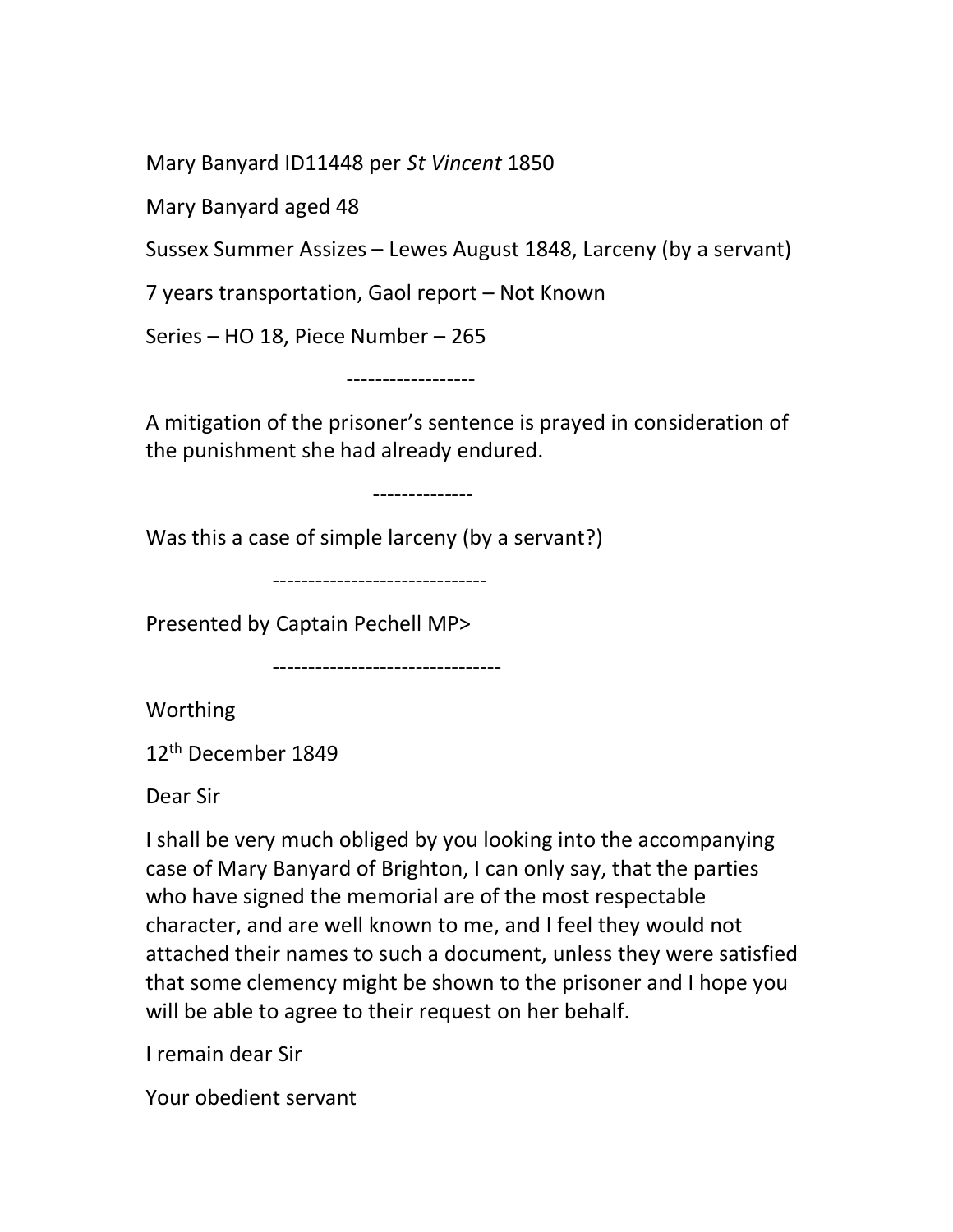Mary Banyard ID11448 per *St Vincent* 1850

Mary Banyard aged 48

Sussex Summer Assizes – Lewes August 1848, Larceny (by a servant)

7 years transportation, Gaol report – Not Known

Series – HO 18, Piece Number – 265

------------------

A mitigation of the prisoner's sentence is prayed in consideration of the punishment she had already endured.

--------------

Was this a case of simple larceny (by a servant?)

------------------------------

Presented by Captain Pechell MP>

--------------------------------

Worthing

12th December 1849

Dear Sir

I shall be very much obliged by you looking into the accompanying case of Mary Banyard of Brighton, I can only say, that the parties who have signed the memorial are of the most respectable character, and are well known to me, and I feel they would not attached their names to such a document, unless they were satisfied that some clemency might be shown to the prisoner and I hope you will be able to agree to their request on her behalf.

I remain dear Sir

Your obedient servant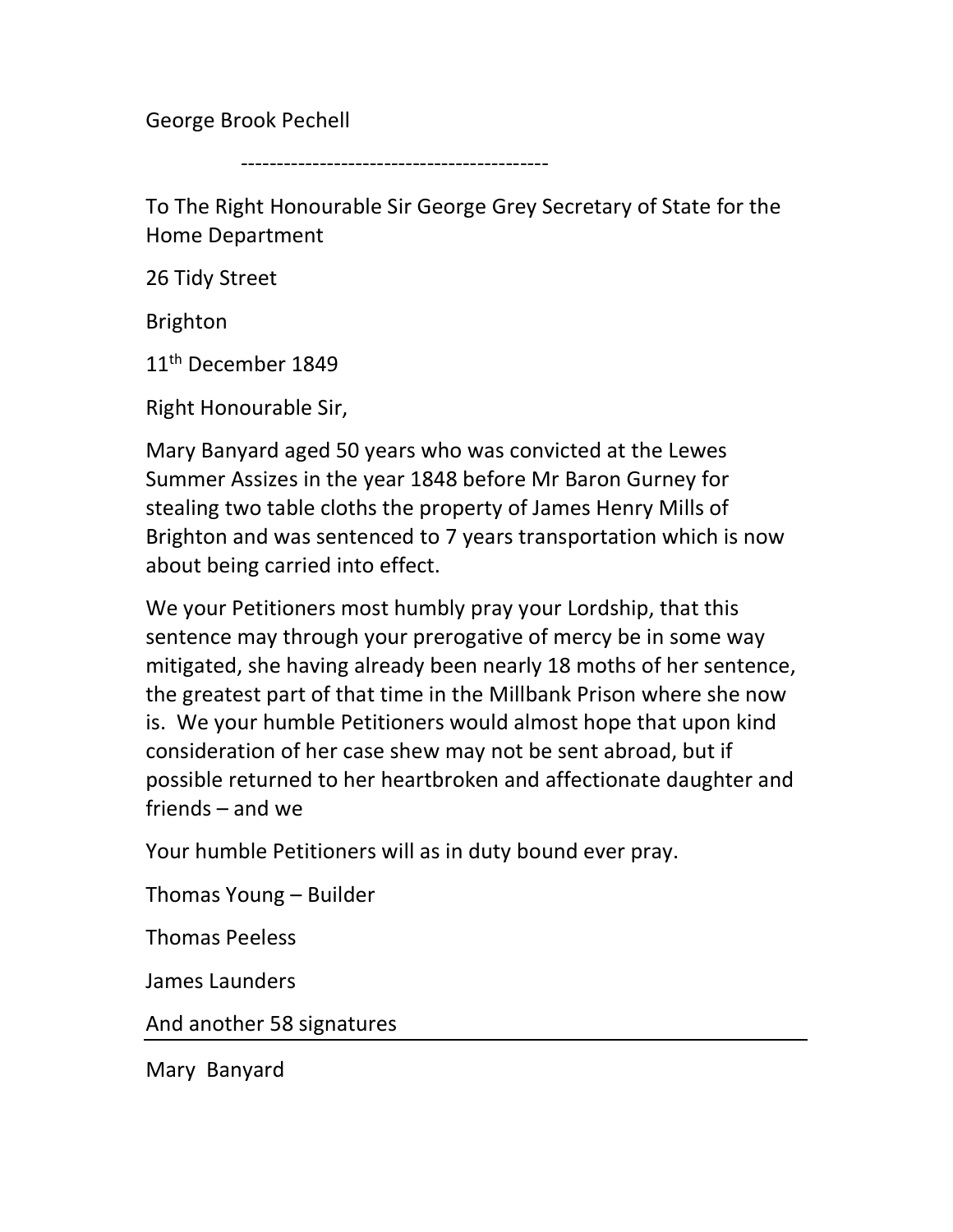George Brook Pechell

--------------------------------------------

To The Right Honourable Sir George Grey Secretary of State for the Home Department

26 Tidy Street

Brighton

11th December 1849

Right Honourable Sir,

Mary Banyard aged 50 years who was convicted at the Lewes Summer Assizes in the year 1848 before Mr Baron Gurney for stealing two table cloths the property of James Henry Mills of Brighton and was sentenced to 7 years transportation which is now about being carried into effect.

We your Petitioners most humbly pray your Lordship, that this sentence may through your prerogative of mercy be in some way mitigated, she having already been nearly 18 moths of her sentence, the greatest part of that time in the Millbank Prison where she now is. We your humble Petitioners would almost hope that upon kind consideration of her case shew may not be sent abroad, but if possible returned to her heartbroken and affectionate daughter and friends – and we

Your humble Petitioners will as in duty bound ever pray.

Thomas Young – Builder

Thomas Peeless

James Launders

And another 58 signatures

---

Mary Banyard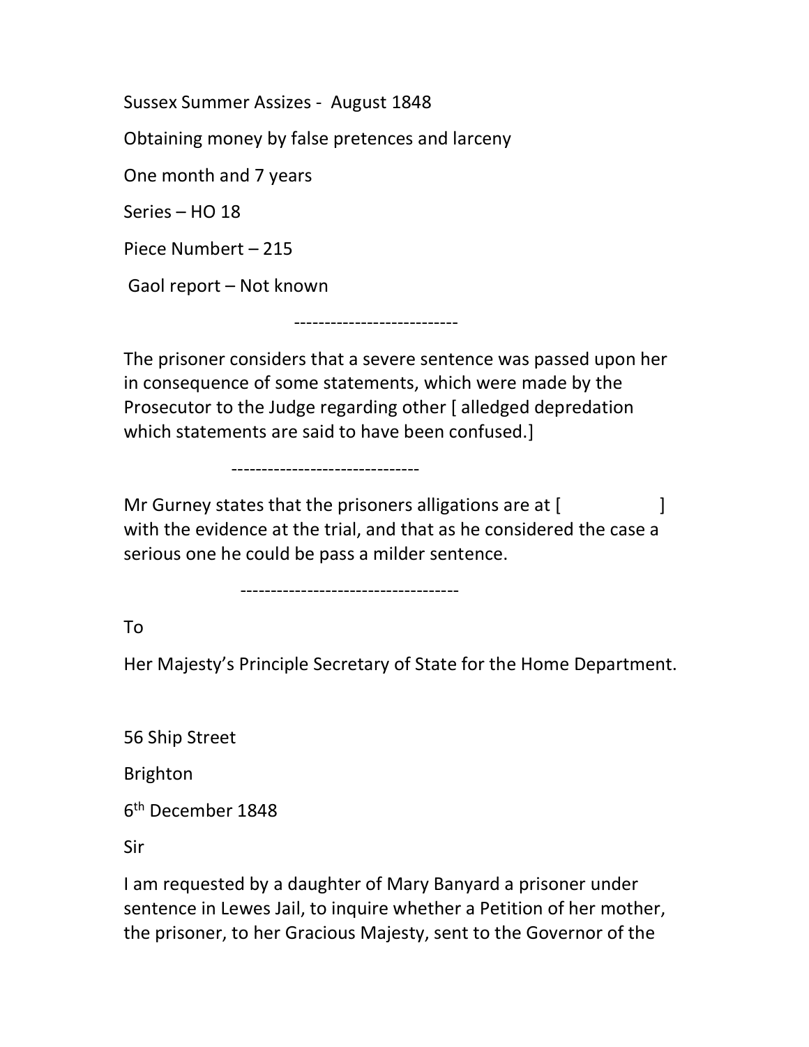Sussex Summer Assizes - August 1848

Obtaining money by false pretences and larceny

One month and 7 years

Series – HO 18

Piece Numbert – 215

Gaol report – Not known

---------------------------

The prisoner considers that a severe sentence was passed upon her in consequence of some statements, which were made by the Prosecutor to the Judge regarding other [ alledged depredation which statements are said to have been confused.]

-------------------------------

Mr Gurney states that the prisoners alligations are at [ ] with the evidence at the trial, and that as he considered the case a serious one he could be pass a milder sentence.

------------------------------------

To

Her Majesty's Principle Secretary of State for the Home Department.

56 Ship Street

Brighton

6th December 1848

Sir

I am requested by a daughter of Mary Banyard a prisoner under sentence in Lewes Jail, to inquire whether a Petition of her mother, the prisoner, to her Gracious Majesty, sent to the Governor of the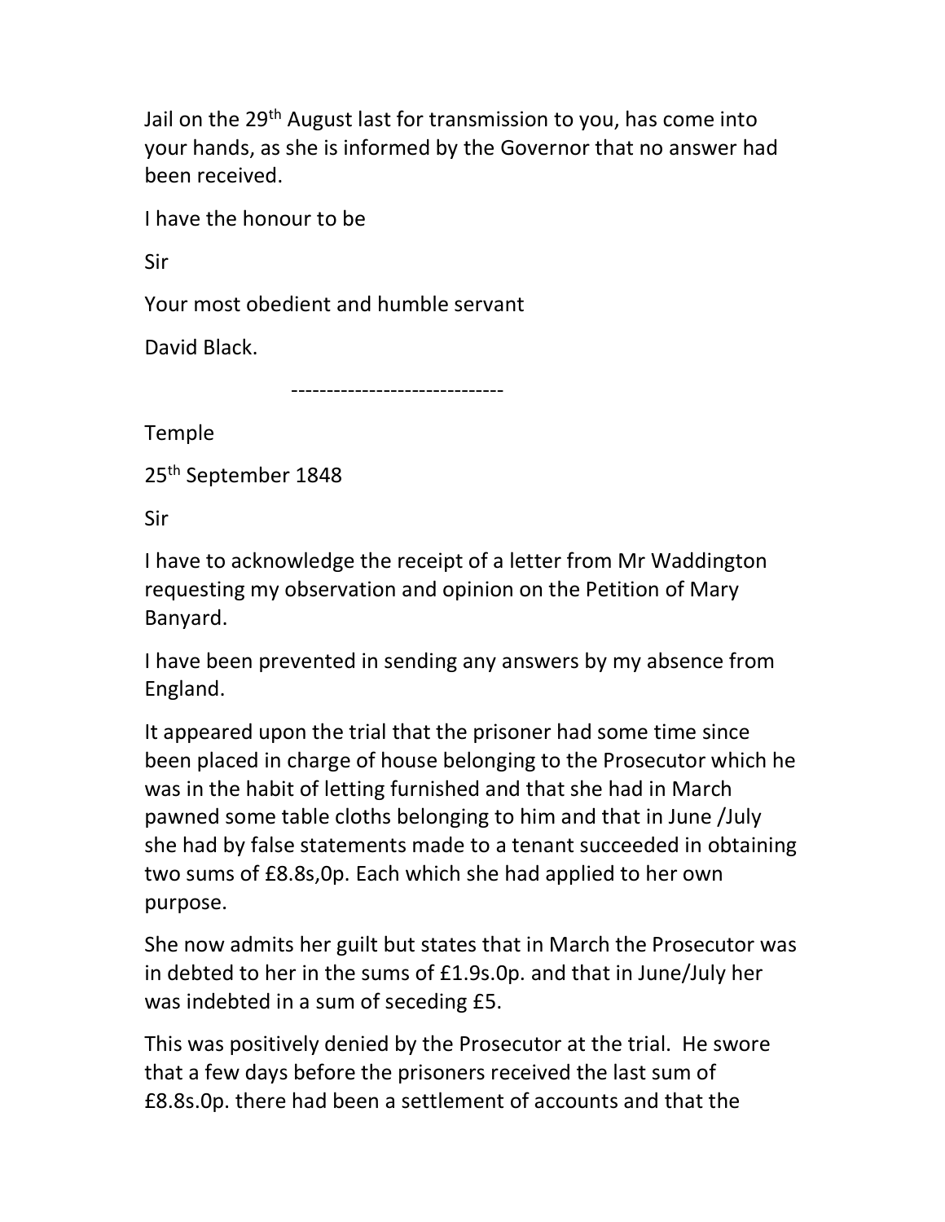Jail on the 29th August last for transmission to you, has come into your hands, as she is informed by the Governor that no answer had been received.

I have the honour to be

Sir

Your most obedient and humble servant

David Black.

------------------------------

Temple

25th September 1848

Sir

I have to acknowledge the receipt of a letter from Mr Waddington requesting my observation and opinion on the Petition of Mary Banyard.

I have been prevented in sending any answers by my absence from England.

It appeared upon the trial that the prisoner had some time since been placed in charge of house belonging to the Prosecutor which he was in the habit of letting furnished and that she had in March pawned some table cloths belonging to him and that in June /July she had by false statements made to a tenant succeeded in obtaining two sums of £8.8s,0p. Each which she had applied to her own purpose.

She now admits her guilt but states that in March the Prosecutor was in debted to her in the sums of £1.9s.0p. and that in June/July her was indebted in a sum of seceding £5.

This was positively denied by the Prosecutor at the trial. He swore that a few days before the prisoners received the last sum of £8.8s.0p. there had been a settlement of accounts and that the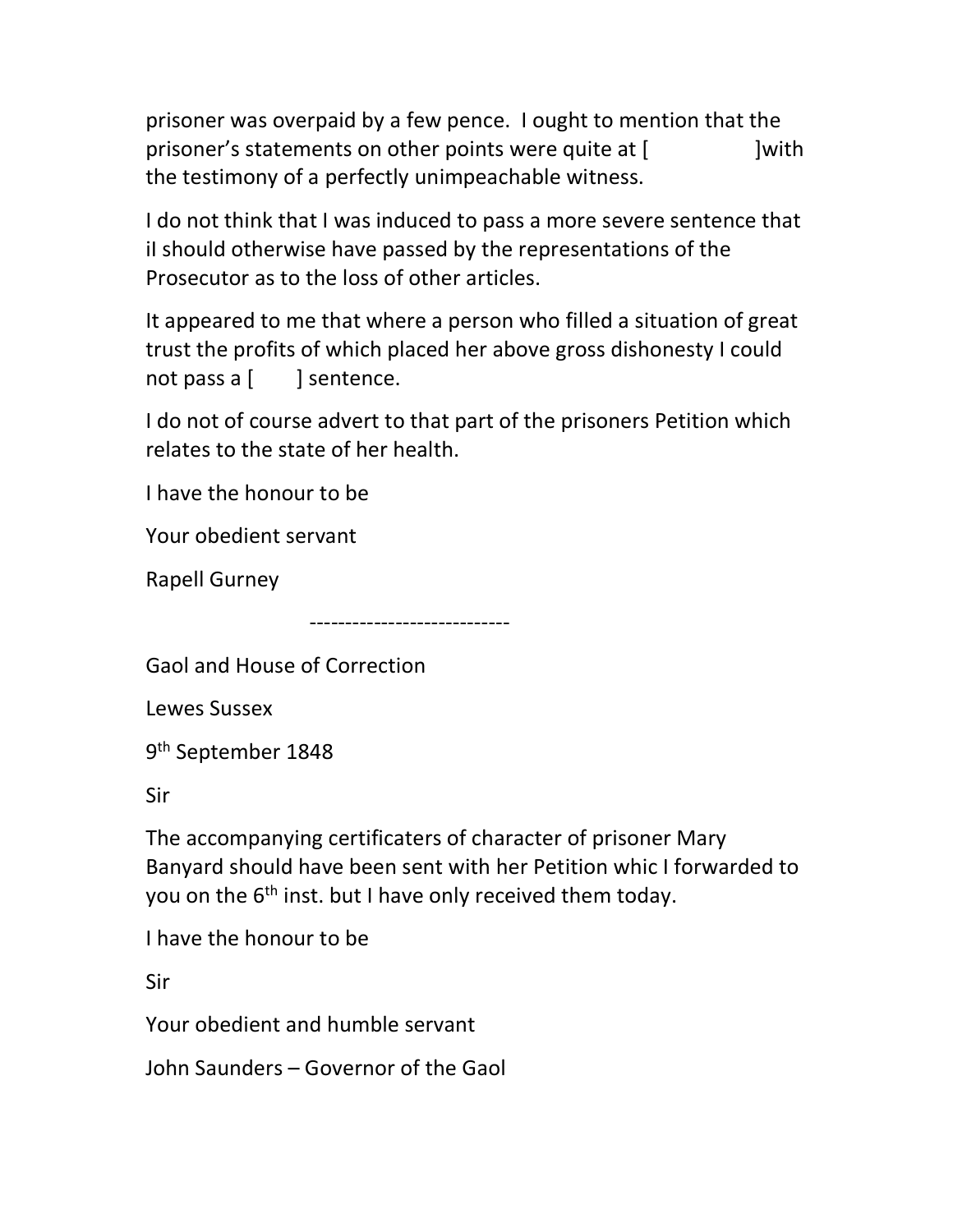prisoner was overpaid by a few pence. I ought to mention that the prisoner's statements on other points were quite at [ ]with the testimony of a perfectly unimpeachable witness.

I do not think that I was induced to pass a more severe sentence that iI should otherwise have passed by the representations of the Prosecutor as to the loss of other articles.

It appeared to me that where a person who filled a situation of great trust the profits of which placed her above gross dishonesty I could not pass a [ ] sentence.

I do not of course advert to that part of the prisoners Petition which relates to the state of her health.

I have the honour to be

Your obedient servant

Rapell Gurney

----------------------------

Gaol and House of Correction

Lewes Sussex

9th September 1848

Sir

The accompanying certificaters of character of prisoner Mary Banyard should have been sent with her Petition whic I forwarded to you on the 6th inst. but I have only received them today.

I have the honour to be

Sir

Your obedient and humble servant

John Saunders – Governor of the Gaol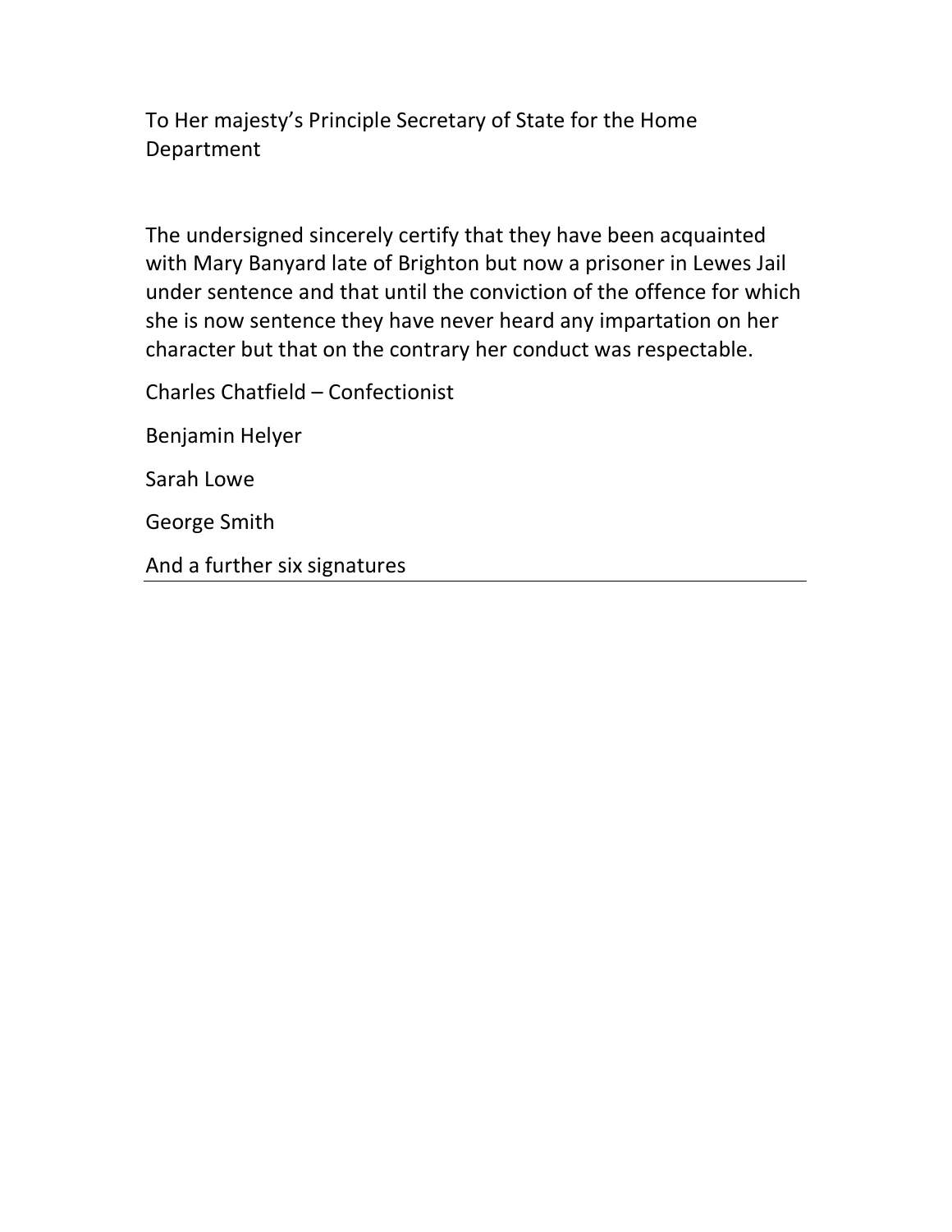To Her majesty's Principle Secretary of State for the Home Department

The undersigned sincerely certify that they have been acquainted with Mary Banyard late of Brighton but now a prisoner in Lewes Jail under sentence and that until the conviction of the offence for which she is now sentence they have never heard any impartation on her character but that on the contrary her conduct was respectable.

Charles Chatfield – Confectionist

Benjamin Helyer

Sarah Lowe

George Smith

And a further six signatures

---